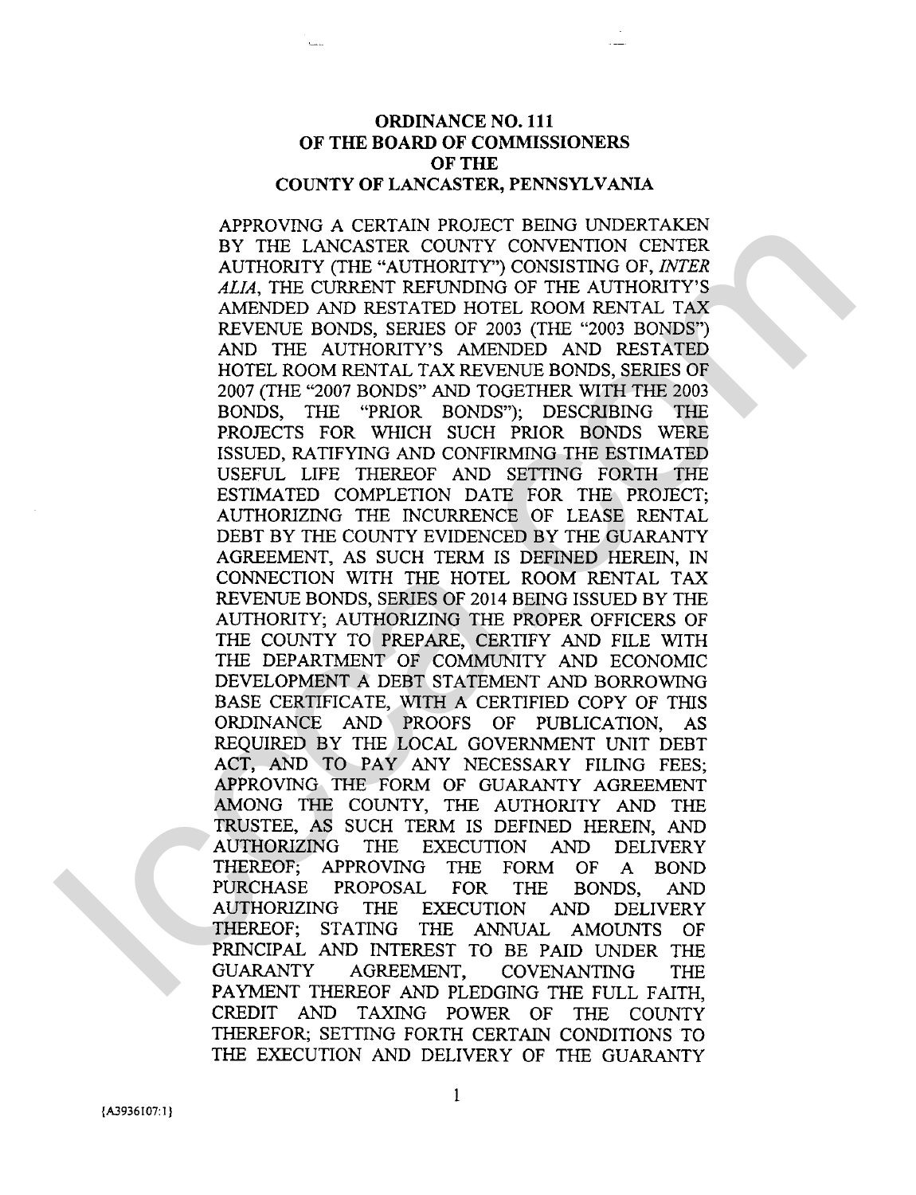# ORDINANCE NO. 111
# OF THE BOARD OF COMMISSIONERS
# OF THE
# COUNTY OF LANCASTER, PENNSYLVANIA

APPROVING A CERTAIN PROJECT BEING UNDERTAKEN BY THE LANCASTER COUNTY CONVENTION CENTER AUTHORITY (THE "AUTHORITY") CONSISTING OF, *INTER ALIA*, THE CURRENT REFUNDING OF THE AUTHORITY'S AMENDED AND RESTATED HOTEL ROOM RENTAL TAX REVENUE BONDS, SERIES OF 2003 (THE "2003 BONDS") AND THE AUTHORITY'S AMENDED AND RESTATED HOTEL ROOM RENTAL TAX REVENUE BONDS, SERIES OF 2007 (THE "2007 BONDS" AND TOGETHER WITH THE 2003 BONDS, THE "PRIOR BONDS"); DESCRIBING THE PROJECTS FOR WHICH SUCH PRIOR BONDS WERE ISSUED, RATIFYING AND CONFIRMING THE ESTIMATED USEFUL LIFE THEREOF AND SETTING FORTH THE ESTIMATED COMPLETION DATE FOR THE PROJECT; AUTHORIZING THE INCURRENCE OF LEASE RENTAL DEBT BY THE COUNTY EVIDENCED BY THE GUARANTY AGREEMENT, AS SUCH TERM IS DEFINED HEREIN, IN CONNECTION WITH THE HOTEL ROOM RENTAL TAX REVENUE BONDS, SERIES OF 2014 BEING ISSUED BY THE AUTHORITY; AUTHORIZING THE PROPER OFFICERS OF THE COUNTY TO PREPARE, CERTIFY AND FILE WITH THE DEPARTMENT OF COMMUNITY AND ECONOMIC DEVELOPMENT A DEBT STATEMENT AND BORROWING BASE CERTIFICATE, WITH A CERTIFIED COPY OF THIS ORDINANCE AND PROOFS OF PUBLICATION, AS REQUIRED BY THE LOCAL GOVERNMENT UNIT DEBT ACT, AND TO PAY ANY NECESSARY FILING FEES; APPROVING THE FORM OF GUARANTY AGREEMENT AMONG THE COUNTY, THE AUTHORITY AND THE TRUSTEE, AS SUCH TERM IS DEFINED HEREIN, AND AUTHORIZING THE EXECUTION AND DELIVERY THEREOF; APPROVING THE FORM OF A BOND PURCHASE PROPOSAL FOR THE BONDS, AND AUTHORIZING THE EXECUTION AND DELIVERY THEREOF; STATING THE ANNUAL AMOUNTS OF PRINCIPAL AND INTEREST TO BE PAID UNDER THE GUARANTY AGREEMENT, COVENANTING THE PAYMENT THEREOF AND PLEDGING THE FULL FAITH, CREDIT AND TAXING POWER OF THE COUNTY THEREFOR; SETTING FORTH CERTAIN CONDITIONS TO THE EXECUTION AND DELIVERY OF THE GUARANTY

{A3936107:1}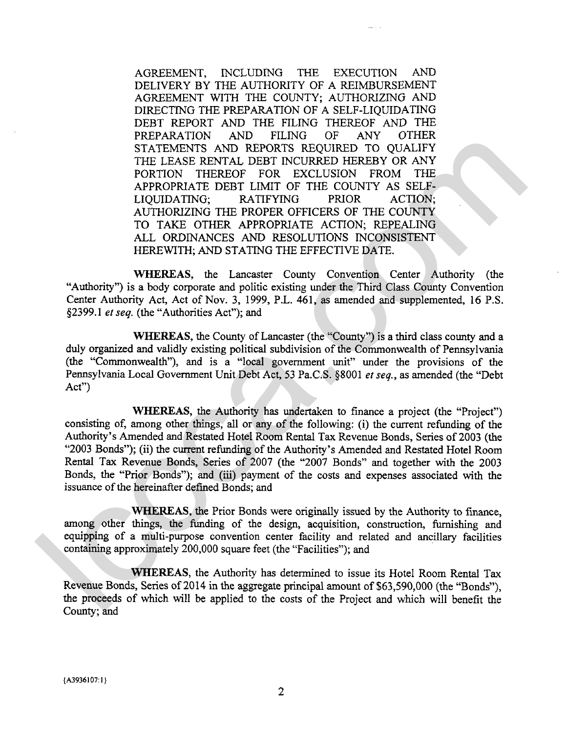AGREEMENT, INCLUDING THE EXECUTION AND DELIVERY BY THE AUTHORITY OF A REIMBURSEMENT AGREEMENT WITH THE COUNTY; AUTHORIZING AND DIRECTING THE PREPARATION OF A SELF-LIQUIDATING DEBT REPORT AND THE FILING THEREOF AND THE PREPARATION AND FILING OF ANY OTHER STATEMENTS AND REPORTS REQUIRED TO QUALIFY THE LEASE RENTAL DEBT INCURRED HEREBY OR ANY PORTION THEREOF FOR EXCLUSION FROM THE APPROPRIATE DEBT LIMIT OF THE COUNTY AS SELF-LIQUIDATING; RATIFYING PRIOR ACTION; AUTHORIZING THE PROPER OFFICERS OF THE COUNTY TO TAKE OTHER APPROPRIATE ACTION; REPEALING ALL ORDINANCES AND RESOLUTIONS INCONSISTENT HEREWITH; AND STATING THE EFFECTIVE DATE.

**WHEREAS**, the Lancaster County Convention Center Authority (the "Authority") is a body corporate and politic existing under the Third Class County Convention Center Authority Act, Act of Nov. 3, 1999, P.L. 461, as amended and supplemented, 16 P.S. §2399.1 *et seq.* (the "Authorities Act"); and

**WHEREAS**, the County of Lancaster (the "County") is a third class county and a duly organized and validly existing political subdivision of the Commonwealth of Pennsylvania (the "Commonwealth"), and is a "local government unit" under the provisions of the Pennsylvania Local Government Unit Debt Act, 53 Pa.C.S. §8001 *et seq.*, as amended (the "Debt Act")

**WHEREAS**, the Authority has undertaken to finance a project (the "Project") consisting of, among other things, all or any of the following: (i) the current refunding of the Authority's Amended and Restated Hotel Room Rental Tax Revenue Bonds, Series of 2003 (the "2003 Bonds"); (ii) the current refunding of the Authority's Amended and Restated Hotel Room Rental Tax Revenue Bonds, Series of 2007 (the "2007 Bonds" and together with the 2003 Bonds, the "Prior Bonds"); and (iii) payment of the costs and expenses associated with the issuance of the hereinafter defined Bonds; and

**WHEREAS**, the Prior Bonds were originally issued by the Authority to finance, among other things, the funding of the design, acquisition, construction, furnishing and equipping of a multi-purpose convention center facility and related and ancillary facilities containing approximately 200,000 square feet (the "Facilities"); and

**WHEREAS**, the Authority has determined to issue its Hotel Room Rental Tax Revenue Bonds, Series of 2014 in the aggregate principal amount of $63,590,000 (the "Bonds"), the proceeds of which will be applied to the costs of the Project and which will benefit the County; and

{A3936107:1}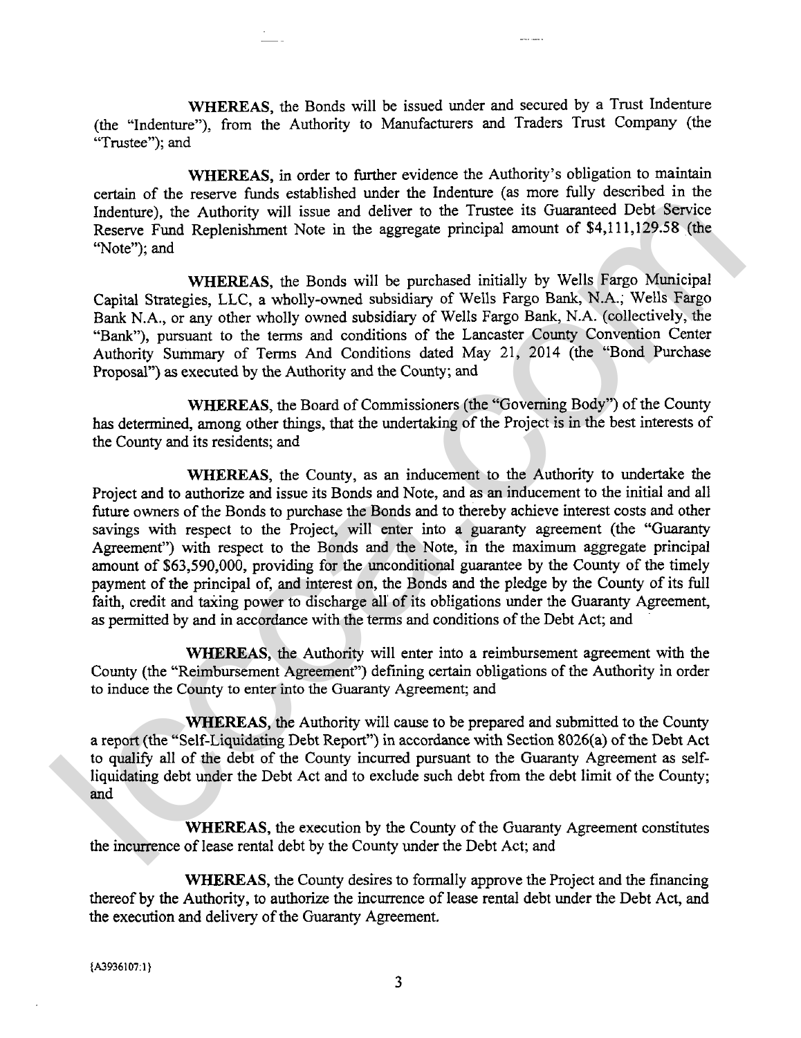**WHEREAS**, the Bonds will be issued under and secured by a Trust Indenture (the "Indenture"), from the Authority to Manufacturers and Traders Trust Company (the "Trustee"); and

**WHEREAS**, in order to further evidence the Authority's obligation to maintain certain of the reserve funds established under the Indenture (as more fully described in the Indenture), the Authority will issue and deliver to the Trustee its Guaranteed Debt Service Reserve Fund Replenishment Note in the aggregate principal amount of $4,111,129.58 (the "Note"); and

**WHEREAS**, the Bonds will be purchased initially by Wells Fargo Municipal Capital Strategies, LLC, a wholly-owned subsidiary of Wells Fargo Bank, N.A.; Wells Fargo Bank N.A., or any other wholly owned subsidiary of Wells Fargo Bank, N.A. (collectively, the "Bank"), pursuant to the terms and conditions of the Lancaster County Convention Center Authority Summary of Terms And Conditions dated May 21, 2014 (the "Bond Purchase Proposal") as executed by the Authority and the County; and

**WHEREAS**, the Board of Commissioners (the "Governing Body") of the County has determined, among other things, that the undertaking of the Project is in the best interests of the County and its residents; and

**WHEREAS**, the County, as an inducement to the Authority to undertake the Project and to authorize and issue its Bonds and Note, and as an inducement to the initial and all future owners of the Bonds to purchase the Bonds and to thereby achieve interest costs and other savings with respect to the Project, will enter into a guaranty agreement (the "Guaranty Agreement") with respect to the Bonds and the Note, in the maximum aggregate principal amount of $63,590,000, providing for the unconditional guarantee by the County of the timely payment of the principal of, and interest on, the Bonds and the pledge by the County of its full faith, credit and taxing power to discharge all of its obligations under the Guaranty Agreement, as permitted by and in accordance with the terms and conditions of the Debt Act; and

**WHEREAS**, the Authority will enter into a reimbursement agreement with the County (the "Reimbursement Agreement") defining certain obligations of the Authority in order to induce the County to enter into the Guaranty Agreement; and

**WHEREAS**, the Authority will cause to be prepared and submitted to the County a report (the "Self-Liquidating Debt Report") in accordance with Section 8026(a) of the Debt Act to qualify all of the debt of the County incurred pursuant to the Guaranty Agreement as self-liquidating debt under the Debt Act and to exclude such debt from the debt limit of the County; and

**WHEREAS**, the execution by the County of the Guaranty Agreement constitutes the incurrence of lease rental debt by the County under the Debt Act; and

**WHEREAS**, the County desires to formally approve the Project and the financing thereof by the Authority, to authorize the incurrence of lease rental debt under the Debt Act, and the execution and delivery of the Guaranty Agreement.

{A3936107:1}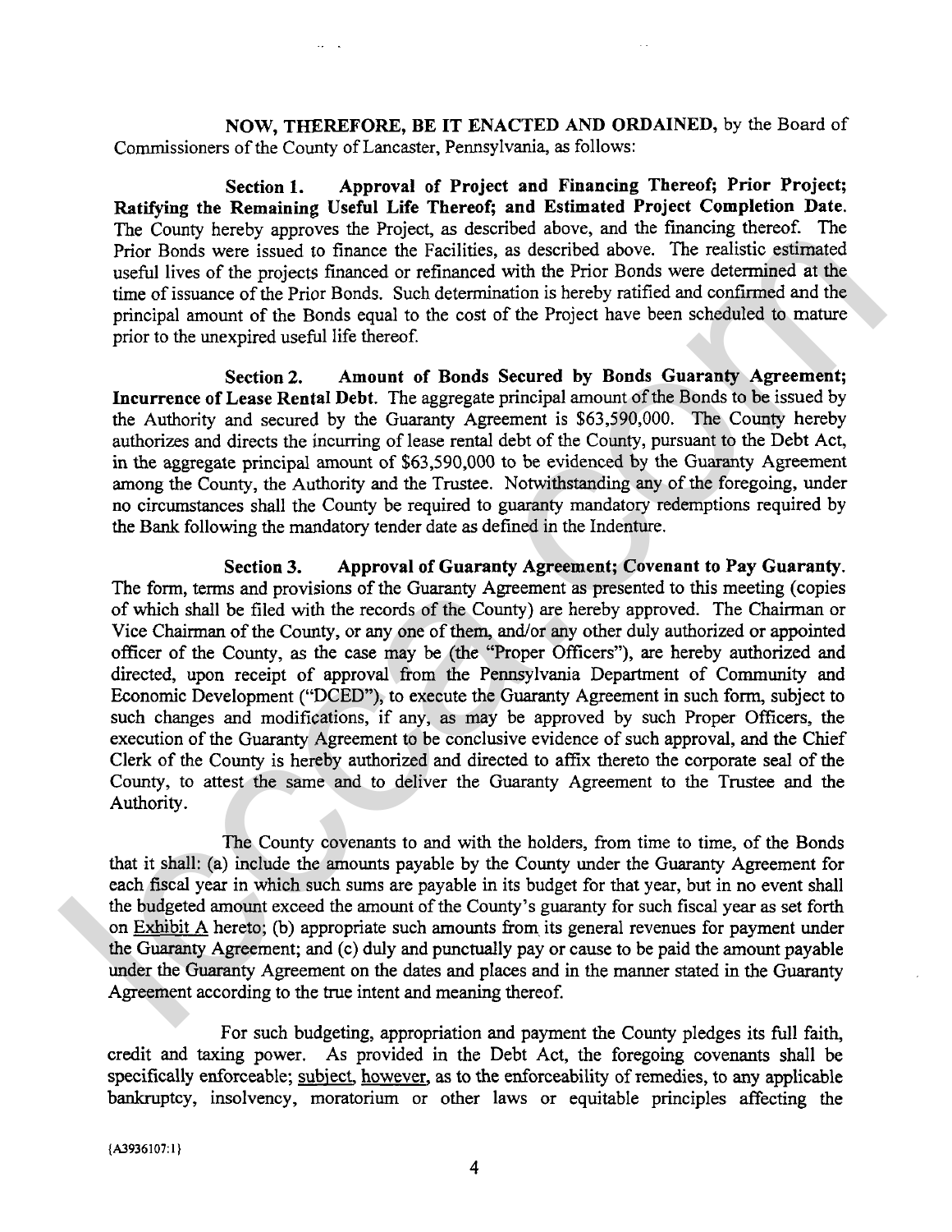**NOW, THEREFORE, BE IT ENACTED AND ORDAINED,** by the Board of Commissioners of the County of Lancaster, Pennsylvania, as follows:

**Section 1. Approval of Project and Financing Thereof; Prior Project; Ratifying the Remaining Useful Life Thereof; and Estimated Project Completion Date.** The County hereby approves the Project, as described above, and the financing thereof. The Prior Bonds were issued to finance the Facilities, as described above. The realistic estimated useful lives of the projects financed or refinanced with the Prior Bonds were determined at the time of issuance of the Prior Bonds. Such determination is hereby ratified and confirmed and the principal amount of the Bonds equal to the cost of the Project have been scheduled to mature prior to the unexpired useful life thereof.

**Section 2. Amount of Bonds Secured by Bonds Guaranty Agreement; Incurrence of Lease Rental Debt.** The aggregate principal amount of the Bonds to be issued by the Authority and secured by the Guaranty Agreement is $63,590,000. The County hereby authorizes and directs the incurring of lease rental debt of the County, pursuant to the Debt Act, in the aggregate principal amount of $63,590,000 to be evidenced by the Guaranty Agreement among the County, the Authority and the Trustee. Notwithstanding any of the foregoing, under no circumstances shall the County be required to guaranty mandatory redemptions required by the Bank following the mandatory tender date as defined in the Indenture.

**Section 3. Approval of Guaranty Agreement; Covenant to Pay Guaranty.** The form, terms and provisions of the Guaranty Agreement as presented to this meeting (copies of which shall be filed with the records of the County) are hereby approved. The Chairman or Vice Chairman of the County, or any one of them, and/or any other duly authorized or appointed officer of the County, as the case may be (the "Proper Officers"), are hereby authorized and directed, upon receipt of approval from the Pennsylvania Department of Community and Economic Development ("DCED"), to execute the Guaranty Agreement in such form, subject to such changes and modifications, if any, as may be approved by such Proper Officers, the execution of the Guaranty Agreement to be conclusive evidence of such approval, and the Chief Clerk of the County is hereby authorized and directed to affix thereto the corporate seal of the County, to attest the same and to deliver the Guaranty Agreement to the Trustee and the Authority.

The County covenants to and with the holders, from time to time, of the Bonds that it shall: (a) include the amounts payable by the County under the Guaranty Agreement for each fiscal year in which such sums are payable in its budget for that year, but in no event shall the budgeted amount exceed the amount of the County's guaranty for such fiscal year as set forth on Exhibit A hereto; (b) appropriate such amounts from its general revenues for payment under the Guaranty Agreement; and (c) duly and punctually pay or cause to be paid the amount payable under the Guaranty Agreement on the dates and places and in the manner stated in the Guaranty Agreement according to the true intent and meaning thereof.

For such budgeting, appropriation and payment the County pledges its full faith, credit and taxing power. As provided in the Debt Act, the foregoing covenants shall be specifically enforceable; subject, however, as to the enforceability of remedies, to any applicable bankruptcy, insolvency, moratorium or other laws or equitable principles affecting the

{A3936107:1}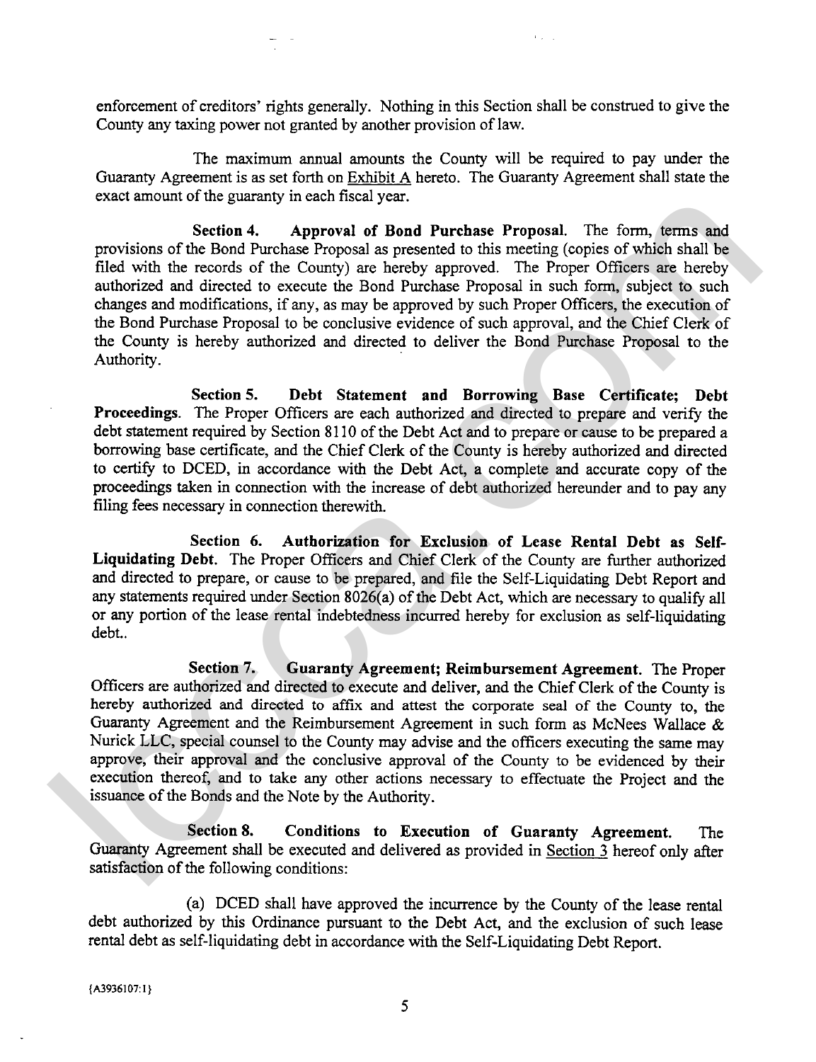enforcement of creditors' rights generally. Nothing in this Section shall be construed to give the County any taxing power not granted by another provision of law.

The maximum annual amounts the County will be required to pay under the Guaranty Agreement is as set forth on Exhibit A hereto. The Guaranty Agreement shall state the exact amount of the guaranty in each fiscal year.

**Section 4. Approval of Bond Purchase Proposal.** The form, terms and provisions of the Bond Purchase Proposal as presented to this meeting (copies of which shall be filed with the records of the County) are hereby approved. The Proper Officers are hereby authorized and directed to execute the Bond Purchase Proposal in such form, subject to such changes and modifications, if any, as may be approved by such Proper Officers, the execution of the Bond Purchase Proposal to be conclusive evidence of such approval, and the Chief Clerk of the County is hereby authorized and directed to deliver the Bond Purchase Proposal to the Authority.

**Section 5. Debt Statement and Borrowing Base Certificate; Debt Proceedings.** The Proper Officers are each authorized and directed to prepare and verify the debt statement required by Section 8110 of the Debt Act and to prepare or cause to be prepared a borrowing base certificate, and the Chief Clerk of the County is hereby authorized and directed to certify to DCED, in accordance with the Debt Act, a complete and accurate copy of the proceedings taken in connection with the increase of debt authorized hereunder and to pay any filing fees necessary in connection therewith.

**Section 6. Authorization for Exclusion of Lease Rental Debt as Self-Liquidating Debt.** The Proper Officers and Chief Clerk of the County are further authorized and directed to prepare, or cause to be prepared, and file the Self-Liquidating Debt Report and any statements required under Section 8026(a) of the Debt Act, which are necessary to qualify all or any portion of the lease rental indebtedness incurred hereby for exclusion as self-liquidating debt..

**Section 7. Guaranty Agreement; Reimbursement Agreement.** The Proper Officers are authorized and directed to execute and deliver, and the Chief Clerk of the County is hereby authorized and directed to affix and attest the corporate seal of the County to, the Guaranty Agreement and the Reimbursement Agreement in such form as McNees Wallace & Nurick LLC, special counsel to the County may advise and the officers executing the same may approve, their approval and the conclusive approval of the County to be evidenced by their execution thereof, and to take any other actions necessary to effectuate the Project and the issuance of the Bonds and the Note by the Authority.

**Section 8. Conditions to Execution of Guaranty Agreement.** The Guaranty Agreement shall be executed and delivered as provided in Section 3 hereof only after satisfaction of the following conditions:

(a) DCED shall have approved the incurrence by the County of the lease rental debt authorized by this Ordinance pursuant to the Debt Act, and the exclusion of such lease rental debt as self-liquidating debt in accordance with the Self-Liquidating Debt Report.

{A3936107:1}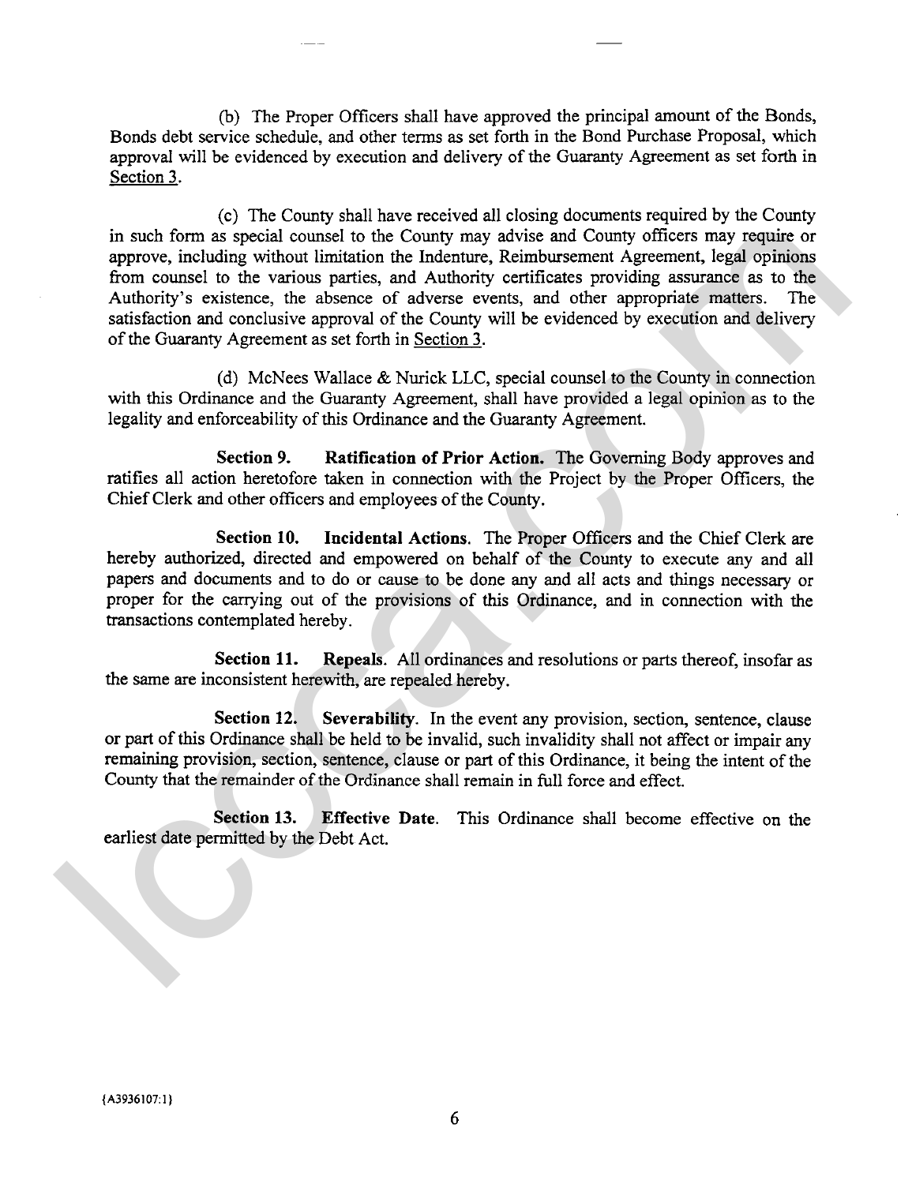(b) The Proper Officers shall have approved the principal amount of the Bonds, Bonds debt service schedule, and other terms as set forth in the Bond Purchase Proposal, which approval will be evidenced by execution and delivery of the Guaranty Agreement as set forth in Section 3.

(c) The County shall have received all closing documents required by the County in such form as special counsel to the County may advise and County officers may require or approve, including without limitation the Indenture, Reimbursement Agreement, legal opinions from counsel to the various parties, and Authority certificates providing assurance as to the Authority's existence, the absence of adverse events, and other appropriate matters. The satisfaction and conclusive approval of the County will be evidenced by execution and delivery of the Guaranty Agreement as set forth in Section 3.

(d) McNees Wallace & Nurick LLC, special counsel to the County in connection with this Ordinance and the Guaranty Agreement, shall have provided a legal opinion as to the legality and enforceability of this Ordinance and the Guaranty Agreement.

**Section 9. Ratification of Prior Action.** The Governing Body approves and ratifies all action heretofore taken in connection with the Project by the Proper Officers, the Chief Clerk and other officers and employees of the County.

**Section 10. Incidental Actions.** The Proper Officers and the Chief Clerk are hereby authorized, directed and empowered on behalf of the County to execute any and all papers and documents and to do or cause to be done any and all acts and things necessary or proper for the carrying out of the provisions of this Ordinance, and in connection with the transactions contemplated hereby.

**Section 11. Repeals.** All ordinances and resolutions or parts thereof, insofar as the same are inconsistent herewith, are repealed hereby.

**Section 12. Severability.** In the event any provision, section, sentence, clause or part of this Ordinance shall be held to be invalid, such invalidity shall not affect or impair any remaining provision, section, sentence, clause or part of this Ordinance, it being the intent of the County that the remainder of the Ordinance shall remain in full force and effect.

**Section 13. Effective Date.** This Ordinance shall become effective on the earliest date permitted by the Debt Act.

{A3936107:1}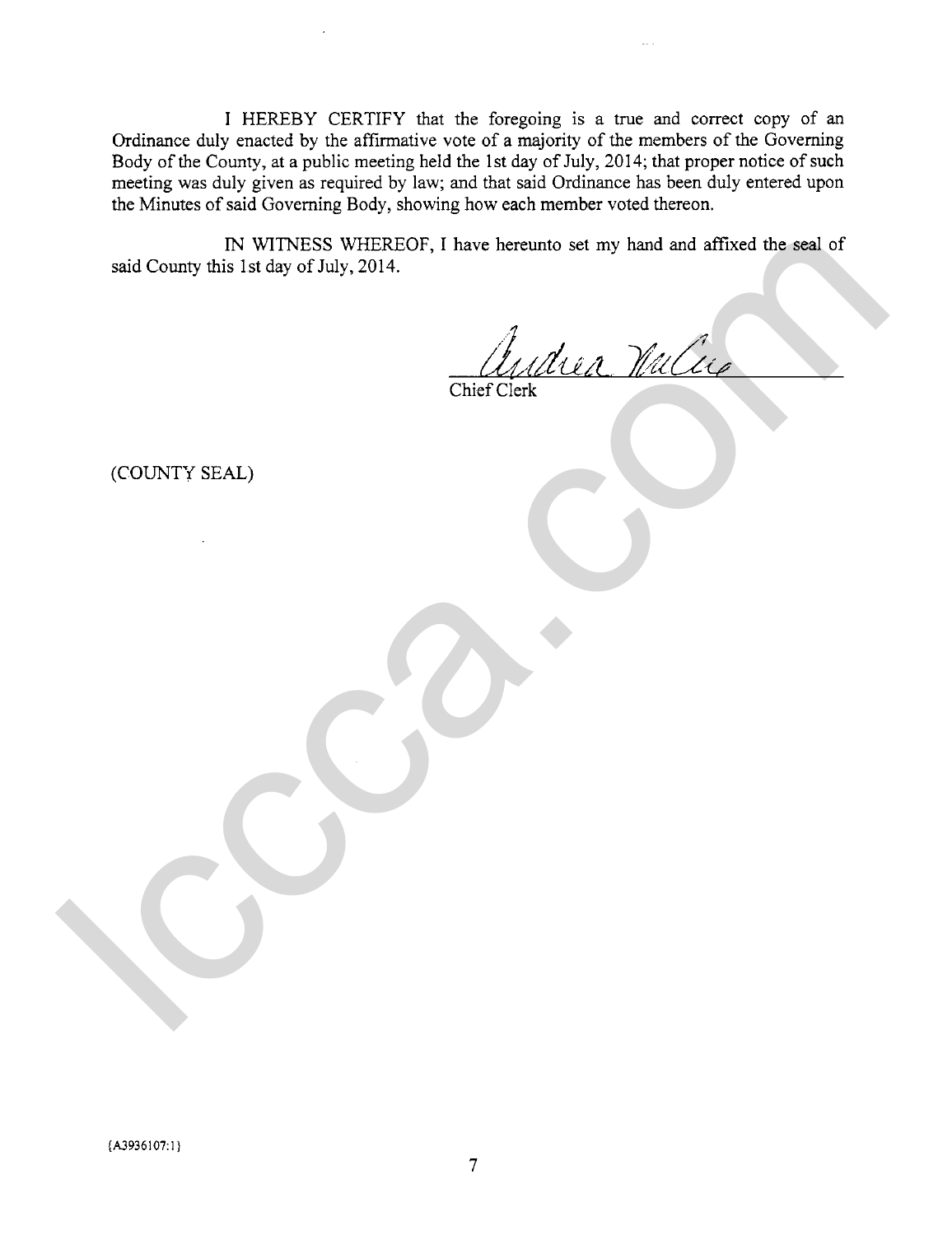I HEREBY CERTIFY that the foregoing is a true and correct copy of an Ordinance duly enacted by the affirmative vote of a majority of the members of the Governing Body of the County, at a public meeting held the 1st day of July, 2014; that proper notice of such meeting was duly given as required by law; and that said Ordinance has been duly entered upon the Minutes of said Governing Body, showing how each member voted thereon.

IN WITNESS WHEREOF, I have hereunto set my hand and affixed the seal of said County this 1st day of July, 2014.

Andrea McCue

Chief Clerk

(COUNTY SEAL)

{A3936107:1}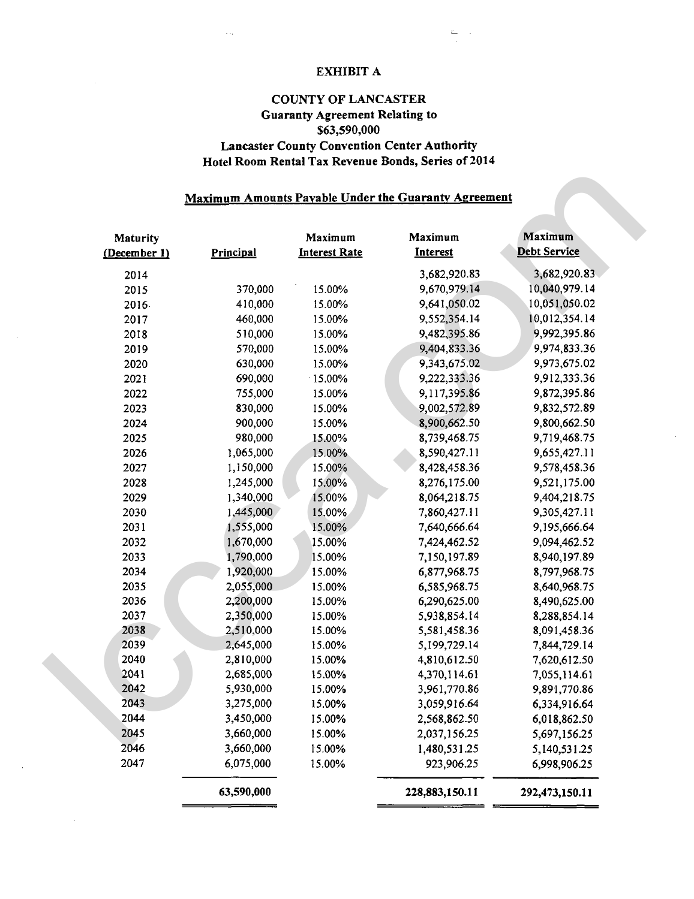EXHIBIT A

**COUNTY OF LANCASTER**
**Guaranty Agreement Relating to**
**$63,590,000**
**Lancaster County Convention Center Authority**
**Hotel Room Rental Tax Revenue Bonds, Series of 2014**

**Maximum Amounts Payable Under the Guaranty Agreement**

| Maturity (December 1) | Principal | Maximum Interest Rate | Maximum Interest | Maximum Debt Service |
|---|---|---|---|---|
| 2014 | | | 3,682,920.83 | 3,682,920.83 |
| 2015 | 370,000 | 15.00% | 9,670,979.14 | 10,040,979.14 |
| 2016 | 410,000 | 15.00% | 9,641,050.02 | 10,051,050.02 |
| 2017 | 460,000 | 15.00% | 9,552,354.14 | 10,012,354.14 |
| 2018 | 510,000 | 15.00% | 9,482,395.86 | 9,992,395.86 |
| 2019 | 570,000 | 15.00% | 9,404,833.36 | 9,974,833.36 |
| 2020 | 630,000 | 15.00% | 9,343,675.02 | 9,973,675.02 |
| 2021 | 690,000 | 15.00% | 9,222,333.36 | 9,912,333.36 |
| 2022 | 755,000 | 15.00% | 9,117,395.86 | 9,872,395.86 |
| 2023 | 830,000 | 15.00% | 9,002,572.89 | 9,832,572.89 |
| 2024 | 900,000 | 15.00% | 8,900,662.50 | 9,800,662.50 |
| 2025 | 980,000 | 15.00% | 8,739,468.75 | 9,719,468.75 |
| 2026 | 1,065,000 | 15.00% | 8,590,427.11 | 9,655,427.11 |
| 2027 | 1,150,000 | 15.00% | 8,428,458.36 | 9,578,458.36 |
| 2028 | 1,245,000 | 15.00% | 8,276,175.00 | 9,521,175.00 |
| 2029 | 1,340,000 | 15.00% | 8,064,218.75 | 9,404,218.75 |
| 2030 | 1,445,000 | 15.00% | 7,860,427.11 | 9,305,427.11 |
| 2031 | 1,555,000 | 15.00% | 7,640,666.64 | 9,195,666.64 |
| 2032 | 1,670,000 | 15.00% | 7,424,462.52 | 9,094,462.52 |
| 2033 | 1,790,000 | 15.00% | 7,150,197.89 | 8,940,197.89 |
| 2034 | 1,920,000 | 15.00% | 6,877,968.75 | 8,797,968.75 |
| 2035 | 2,055,000 | 15.00% | 6,585,968.75 | 8,640,968.75 |
| 2036 | 2,200,000 | 15.00% | 6,290,625.00 | 8,490,625.00 |
| 2037 | 2,350,000 | 15.00% | 5,938,854.14 | 8,288,854.14 |
| 2038 | 2,510,000 | 15.00% | 5,581,458.36 | 8,091,458.36 |
| 2039 | 2,645,000 | 15.00% | 5,199,729.14 | 7,844,729.14 |
| 2040 | 2,810,000 | 15.00% | 4,810,612.50 | 7,620,612.50 |
| 2041 | 2,685,000 | 15.00% | 4,370,114.61 | 7,055,114.61 |
| 2042 | 5,930,000 | 15.00% | 3,961,770.86 | 9,891,770.86 |
| 2043 | 3,275,000 | 15.00% | 3,059,916.64 | 6,334,916.64 |
| 2044 | 3,450,000 | 15.00% | 2,568,862.50 | 6,018,862.50 |
| 2045 | 3,660,000 | 15.00% | 2,037,156.25 | 5,697,156.25 |
| 2046 | 3,660,000 | 15.00% | 1,480,531.25 | 5,140,531.25 |
| 2047 | 6,075,000 | 15.00% | 923,906.25 | 6,998,906.25 |
| | 63,590,000 | | 228,883,150.11 | 292,473,150.11 |